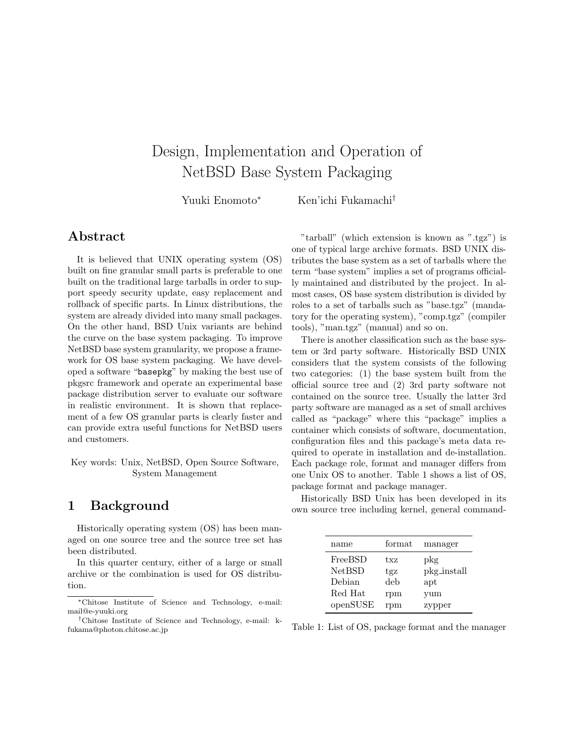# Design, Implementation and Operation of NetBSD Base System Packaging

Yuuki Enomoto[*] Ken'ichi Fukamachi[†]

## Abstract

It is believed that UNIX operating system (OS) built on fine granular small parts is preferable to one built on the traditional large tarballs in order to support speedy security update, easy replacement and rollback of specific parts. In Linux distributions, the system are already divided into many small packages. On the other hand, BSD Unix variants are behind the curve on the base system packaging. To improve NetBSD base system granularity, we propose a framework for OS base system packaging. We have developed a software "`basepkg`" by making the best use of pkgsrc framework and operate an experimental base package distribution server to evaluate our software in realistic environment. It is shown that replacement of a few OS granular parts is clearly faster and can provide extra useful functions for NetBSD users and customers.

Key words: Unix, NetBSD, Open Source Software, System Management

## 1 Background

Historically operating system (OS) has been managed on one source tree and the source tree set has been distributed.

In this quarter century, either of a large or small archive or the combination is used for OS distribution.

"tarball" (which extension is known as ".tgz") is one of typical large archive formats. BSD UNIX distributes the base system as a set of tarballs where the term "base system" implies a set of programs officially maintained and distributed by the project. In almost cases, OS base system distribution is divided by roles to a set of tarballs such as "base.tgz" (mandatory for the operating system), "comp.tgz" (compiler tools), "man.tgz" (manual) and so on.

There is another classification such as the base system or 3rd party software. Historically BSD UNIX considers that the system consists of the following two categories: (1) the base system built from the official source tree and (2) 3rd party software not contained on the source tree. Usually the latter 3rd party software are managed as a set of small archives called as "package" where this "package" implies a container which consists of software, documentation, configuration files and this package's meta data required to operate in installation and de-installation. Each package role, format and manager differs from one Unix OS to another. Table 1 shows a list of OS, package format and package manager.

Historically BSD Unix has been developed in its own source tree including kernel, general command-

| name | format | manager |
|---|---|---|
| FreeBSD | txz | pkg |
| NetBSD | tgz | pkg_install |
| Debian | deb | apt |
| Red Hat | rpm | yum |
| openSUSE | rpm | zypper |

Table 1: List of OS, package format and the manager

[*] Chitose Institute of Science and Technology, e-mail: mail@e-yuuki.org

[†] Chitose Institute of Science and Technology, e-mail: k-fukama@photon.chitose.ac.jp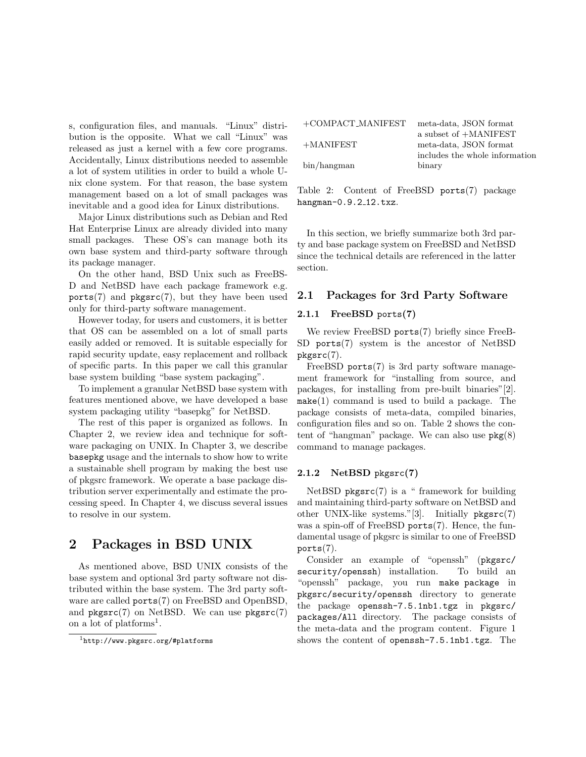s, configuration files, and manuals. "Linux" distribution is the opposite. What we call "Linux" was released as just a kernel with a few core programs. Accidentally, Linux distributions needed to assemble a lot of system utilities in order to build a whole Unix clone system. For that reason, the base system management based on a lot of small packages was inevitable and a good idea for Linux distributions.

Major Linux distributions such as Debian and Red Hat Enterprise Linux are already divided into many small packages. These OS's can manage both its own base system and third-party software through its package manager.

On the other hand, BSD Unix such as FreeBSD and NetBSD have each package framework e.g. `ports`(7) and `pkgsrc`(7), but they have been used only for third-party software management.

However today, for users and customers, it is better that OS can be assembled on a lot of small parts easily added or removed. It is suitable especially for rapid security update, easy replacement and rollback of specific parts. In this paper we call this granular base system building "base system packaging".

To implement a granular NetBSD base system with features mentioned above, we have developed a base system packaging utility "basepkg" for NetBSD.

The rest of this paper is organized as follows. In Chapter 2, we review idea and technique for software packaging on UNIX. In Chapter 3, we describe `basepkg` usage and the internals to show how to write a sustainable shell program by making the best use of pkgsrc framework. We operate a base package distribution server experimentally and estimate the processing speed. In Chapter 4, we discuss several issues to resolve in our system.

# 2 Packages in BSD UNIX

As mentioned above, BSD UNIX consists of the base system and optional 3rd party software not distributed within the base system. The 3rd party software are called `ports`(7) on FreeBSD and OpenBSD, and `pkgsrc`(7) on NetBSD. We can use `pkgsrc`(7) on a lot of platforms[1].

[1] `http://www.pkgsrc.org/#platforms`

| | |
|---|---|
| +COMPACT_MANIFEST | meta-data, JSON format<br>a subset of +MANIFEST |
| +MANIFEST | meta-data, JSON format<br>includes the whole information |
| bin/hangman | binary |

Table 2: Content of FreeBSD `ports`(7) package `hangman-0.9.2_12.txz`.

In this section, we briefly summarize both 3rd party and base package system on FreeBSD and NetBSD since the technical details are referenced in the latter section.

## 2.1 Packages for 3rd Party Software

### 2.1.1 FreeBSD `ports`(7)

We review FreeBSD `ports`(7) briefly since FreeBSD `ports`(7) system is the ancestor of NetBSD `pkgsrc`(7).

FreeBSD `ports`(7) is 3rd party software management framework for "installing from source, and packages, for installing from pre-built binaries"[2]. `make`(1) command is used to build a package. The package consists of meta-data, compiled binaries, configuration files and so on. Table 2 shows the content of "hangman" package. We can also use `pkg`(8) command to manage packages.

### 2.1.2 NetBSD `pkgsrc`(7)

NetBSD `pkgsrc`(7) is a " framework for building and maintaining third-party software on NetBSD and other UNIX-like systems."[3]. Initially `pkgsrc`(7) was a spin-off of FreeBSD `ports`(7). Hence, the fundamental usage of pkgsrc is similar to one of FreeBSD `ports`(7).

Consider an example of "openssh" (`pkgsrc/security/openssh`) installation. To build an "openssh" package, you run `make package` in `pkgsrc/security/openssh` directory to generate the package `openssh-7.5.1nb1.tgz` in `pkgsrc/packages/All` directory. The package consists of the meta-data and the program content. Figure 1 shows the content of `openssh-7.5.1nb1.tgz`. The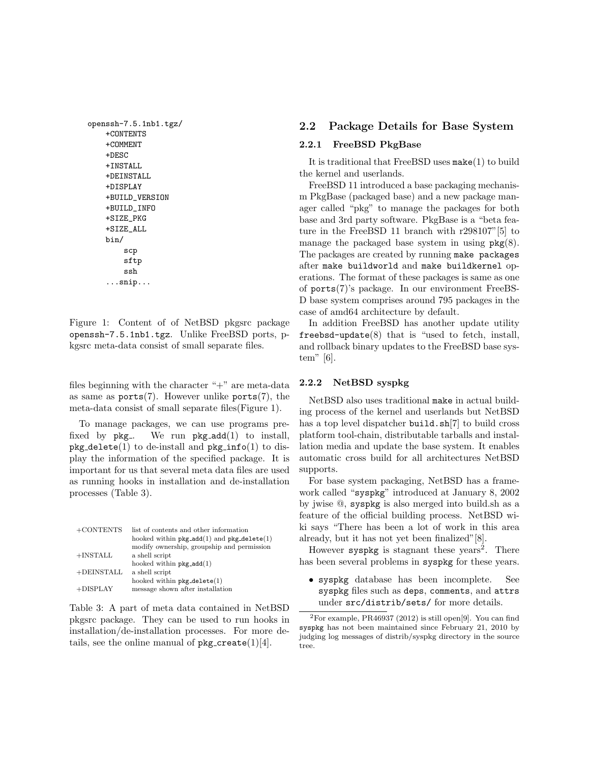```
openssh-7.5.1nb1.tgz/
    +CONTENTS
    +COMMENT
    +DESC
    +INSTALL
    +DEINSTALL
    +DISPLAY
    +BUILD_VERSION
    +BUILD_INFO
    +SIZE_PKG
    +SIZE_ALL
    bin/
        scp
        sftp
        ssh
    ...snip...
```

Figure 1: Content of of NetBSD pkgsrc package `openssh-7.5.1nb1.tgz`. Unlike FreeBSD ports, pkgsrc meta-data consist of small separate files.

files beginning with the character "+" are meta-data as same as `ports`(7). However unlike `ports`(7), the meta-data consist of small separate files(Figure 1).

To manage packages, we can use programs prefixed by `pkg_`. We run `pkg_add`(1) to install, `pkg_delete`(1) to de-install and `pkg_info`(1) to display the information of the specified package. It is important for us that several meta data files are used as running hooks in installation and de-installation processes (Table 3).

| | |
|---|---|
| +CONTENTS | list of contents and other information<br>hooked within `pkg_add`(1) and `pkg_delete`(1)<br>modify ownership, groupship and permission |
| +INSTALL | a shell script<br>hooked within `pkg_add`(1) |
| +DEINSTALL | a shell script<br>hooked within `pkg_delete`(1) |
| +DISPLAY | message shown after installation |

Table 3: A part of meta data contained in NetBSD pkgsrc package. They can be used to run hooks in installation/de-installation processes. For more details, see the online manual of `pkg_create`(1)[4].

## 2.2 Package Details for Base System

### 2.2.1 FreeBSD PkgBase

It is traditional that FreeBSD uses `make`(1) to build the kernel and userlands.

FreeBSD 11 introduced a base packaging mechanism PkgBase (packaged base) and a new package manager called "pkg" to manage the packages for both base and 3rd party software. PkgBase is a "beta feature in the FreeBSD 11 branch with r298107"[5] to manage the packaged base system in using `pkg`(8). The packages are created by running `make packages` after `make buildworld` and `make buildkernel` operations. The format of these packages is same as one of `ports`(7)'s package. In our environment FreeBSD base system comprises around 795 packages in the case of amd64 architecture by default.

In addition FreeBSD has another update utility `freebsd-update`(8) that is "used to fetch, install, and rollback binary updates to the FreeBSD base system" [6].

### 2.2.2 NetBSD syspkg

NetBSD also uses traditional `make` in actual building process of the kernel and userlands but NetBSD has a top level dispatcher `build.sh`[7] to build cross platform tool-chain, distributable tarballs and installation media and update the base system. It enables automatic cross build for all architectures NetBSD supports.

For base system packaging, NetBSD has a framework called "`syspkg`" introduced at January 8, 2002 by jwise @, `syspkg` is also merged into build.sh as a feature of the official building process. NetBSD wiki says "There has been a lot of work in this area already, but it has not yet been finalized"[8].

However `syspkg` is stagnant these years[2]. There has been several problems in `syspkg` for these years.

- `syspkg` database has been incomplete. See `syspkg` files such as `deps`, `comments`, and `attrs` under `src/distrib/sets/` for more details.

[2] For example, PR46937 (2012) is still open[9]. You can find `syspkg` has not been maintained since February 21, 2010 by judging log messages of distrib/syspkg directory in the source tree.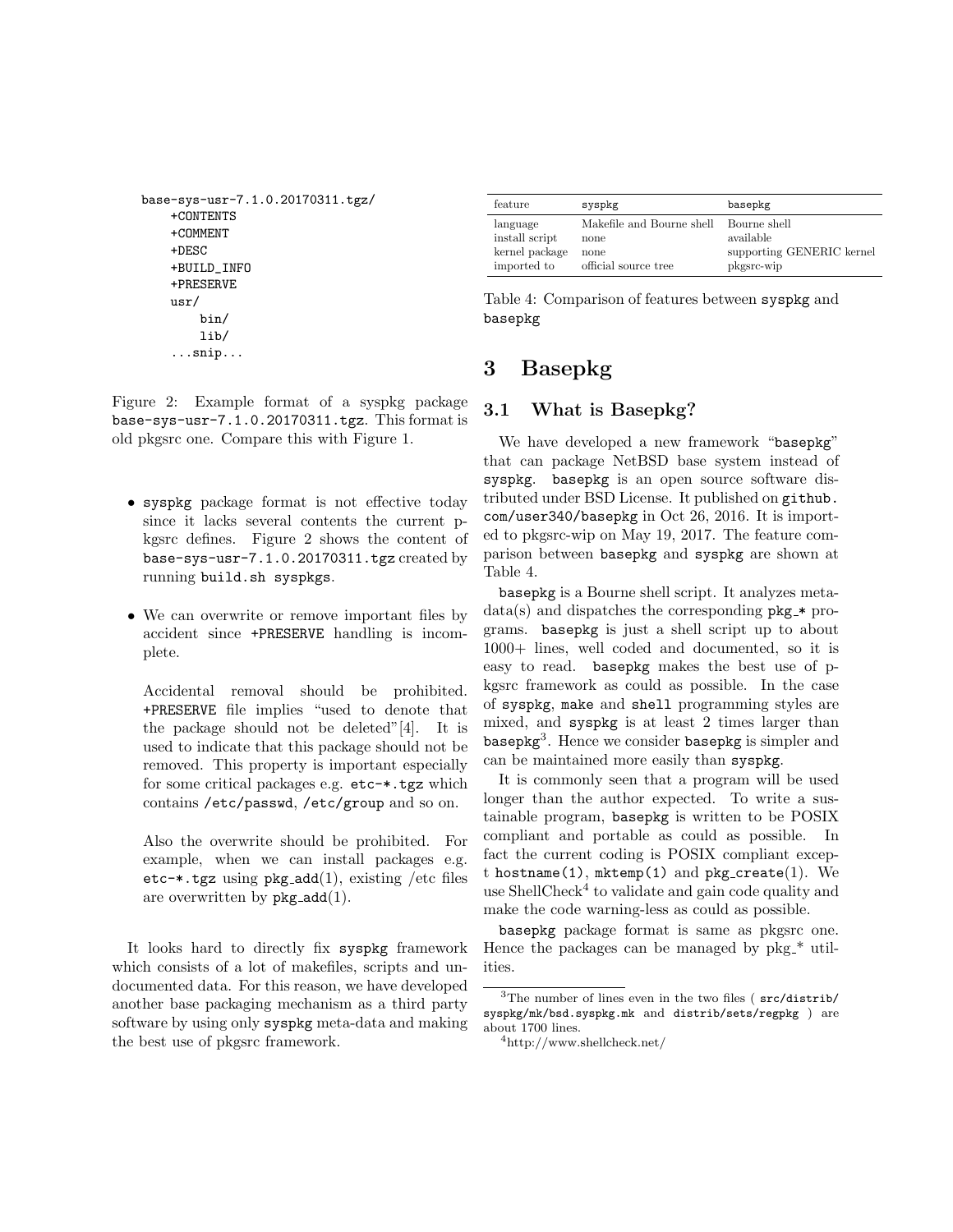```
base-sys-usr-7.1.0.20170311.tgz/
    +CONTENTS
    +COMMENT
    +DESC
    +BUILD_INFO
    +PRESERVE
    usr/
        bin/
        lib/
    ...snip...
```

Figure 2: Example format of a syspkg package base-sys-usr-7.1.0.20170311.tgz. This format is old pkgsrc one. Compare this with Figure 1.

- syspkg package format is not effective today since it lacks several contents the current pkgsrc defines. Figure 2 shows the content of base-sys-usr-7.1.0.20170311.tgz created by running build.sh syspkgs.

- We can overwrite or remove important files by accident since +PRESERVE handling is incomplete.

  Accidental removal should be prohibited. +PRESERVE file implies "used to denote that the package should not be deleted"[4]. It is used to indicate that this package should not be removed. This property is important especially for some critical packages e.g. etc-*.tgz which contains /etc/passwd, /etc/group and so on.

  Also the overwrite should be prohibited. For example, when we can install packages e.g. etc-*.tgz using pkg_add(1), existing /etc files are overwritten by pkg_add(1).

It looks hard to directly fix syspkg framework which consists of a lot of makefiles, scripts and undocumented data. For this reason, we have developed another base packaging mechanism as a third party software by using only syspkg meta-data and making the best use of pkgsrc framework.

| feature | syspkg | basepkg |
|---|---|---|
| language | Makefile and Bourne shell | Bourne shell |
| install script | none | available |
| kernel package | none | supporting GENERIC kernel |
| imported to | official source tree | pkgsrc-wip |

Table 4: Comparison of features between syspkg and basepkg

# 3 Basepkg

## 3.1 What is Basepkg?

We have developed a new framework "basepkg" that can package NetBSD base system instead of syspkg. basepkg is an open source software distributed under BSD License. It published on github.com/user340/basepkg in Oct 26, 2016. It is imported to pkgsrc-wip on May 19, 2017. The feature comparison between basepkg and syspkg are shown at Table 4.

basepkg is a Bourne shell script. It analyzes meta-data(s) and dispatches the corresponding pkg_* programs. basepkg is just a shell script up to about 1000+ lines, well coded and documented, so it is easy to read. basepkg makes the best use of pkgsrc framework as could as possible. In the case of syspkg, make and shell programming styles are mixed, and syspkg is at least 2 times larger than basepkg[3]. Hence we consider basepkg is simpler and can be maintained more easily than syspkg.

It is commonly seen that a program will be used longer than the author expected. To write a sustainable program, basepkg is written to be POSIX compliant and portable as could as possible. In fact the current coding is POSIX compliant except hostname(1), mktemp(1) and pkg_create(1). We use ShellCheck[4] to validate and gain code quality and make the code warning-less as could as possible.

basepkg package format is same as pkgsrc one. Hence the packages can be managed by pkg_* utilities.

[3] The number of lines even in the two files ( src/distrib/syspkg/mk/bsd.syspkg.mk and distrib/sets/regpkg ) are about 1700 lines.

[4] http://www.shellcheck.net/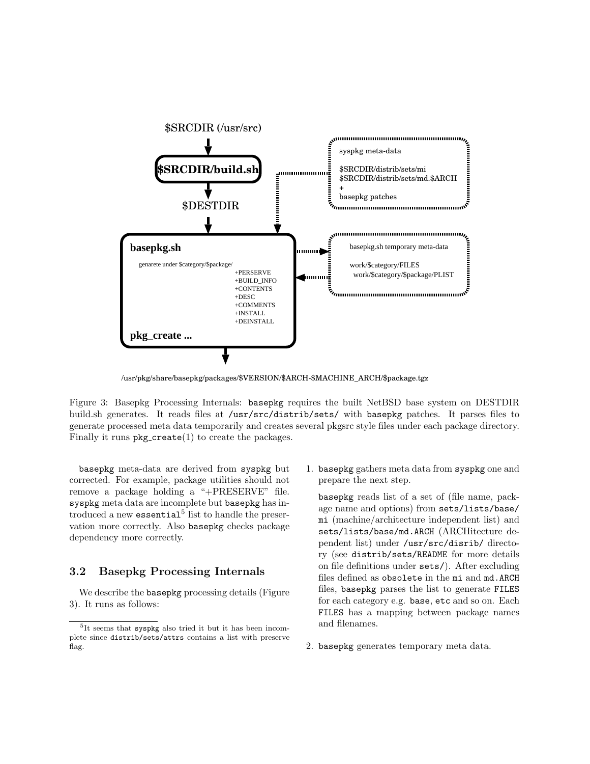$SRCDIR (/usr/src)

$SRCDIR/build.sh

$DESTDIR

syspkg meta-data

$SRCDIR/distrib/sets/mi
$SRCDIR/distrib/sets/md.$ARCH
+
basepkg patches

basepkg.sh

genarete under $category/$package/

+PERSERVE
+BUILD_INFO
+CONTENTS
+DESC
+COMMENTS
+INSTALL
+DEINSTALL

pkg_create ...

basepkg.sh temporary meta-data

work/$category/FILES
work/$category/$package/PLIST

/usr/pkg/share/basepkg/packages/$VERSION/$ARCH-$MACHINE_ARCH/$package.tgz

Figure 3: Basepkg Processing Internals: `basepkg` requires the built NetBSD base system on DESTDIR build.sh generates. It reads files at `/usr/src/distrib/sets/` with `basepkg` patches. It parses files to generate processed meta data temporarily and creates several pkgsrc style files under each package directory. Finally it runs `pkg_create`(1) to create the packages.

`basepkg` meta-data are derived from `syspkg` but corrected. For example, package utilities should not remove a package holding a "+PRESERVE" file. `syspkg` meta data are incomplete but `basepkg` has introduced a new `essential`[5] list to handle the preservation more correctly. Also `basepkg` checks package dependency more correctly.

### 3.2 Basepkg Processing Internals

We describe the `basepkg` processing details (Figure 3). It runs as follows:

1. `basepkg` gathers meta data from `syspkg` one and prepare the next step.

   `basepkg` reads list of a set of (file name, package name and options) from `sets/lists/base/mi` (machine/architecture independent list) and `sets/lists/base/md.ARCH` (ARCHitecture dependent list) under `/usr/src/disrib/` directory (see `distrib/sets/README` for more details on file definitions under `sets/`). After excluding files defined as `obsolete` in the `mi` and `md.ARCH` files, `basepkg` parses the list to generate `FILES` for each category e.g. `base`, `etc` and so on. Each `FILES` has a mapping between package names and filenames.

2. `basepkg` generates temporary meta data.

[5] It seems that `syspkg` also tried it but it has been incomplete since `distrib/sets/attrs` contains a list with preserve flag.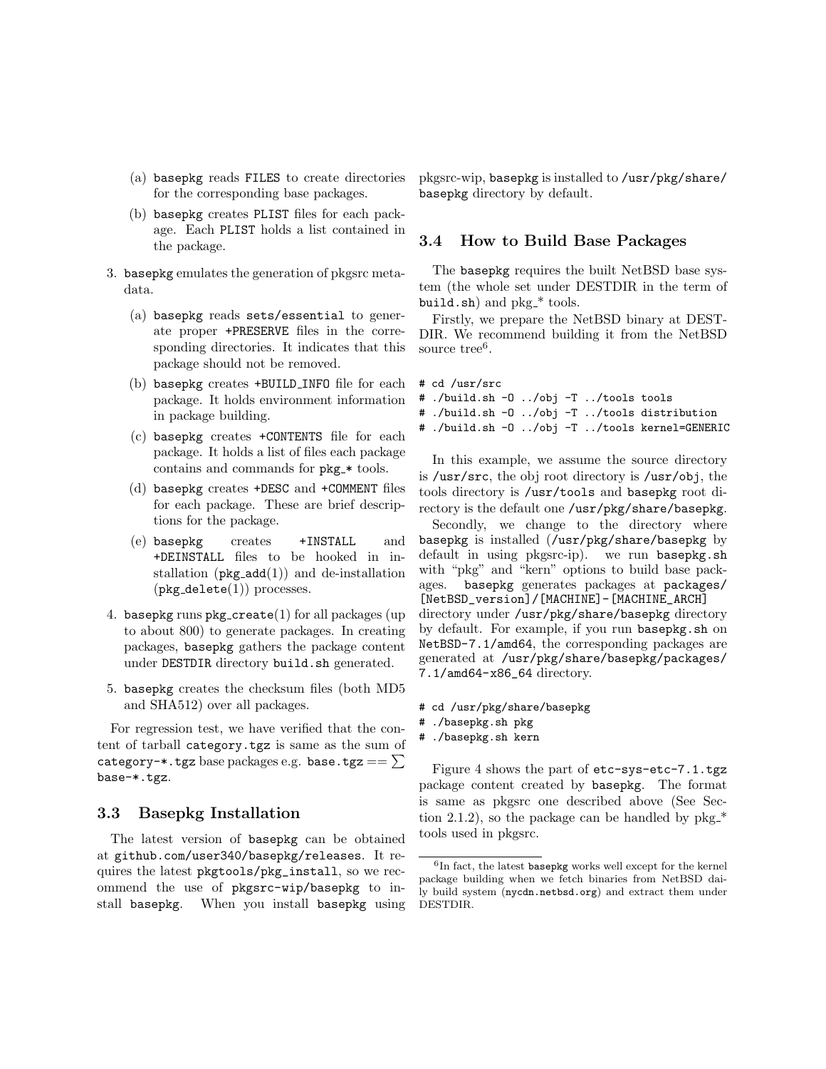(a) basepkg reads FILES to create directories for the corresponding base packages.

   (b) basepkg creates PLIST files for each package. Each PLIST holds a list contained in the package.

3. basepkg emulates the generation of pkgsrc metadata.

   (a) basepkg reads sets/essential to generate proper +PRESERVE files in the corresponding directories. It indicates that this package should not be removed.

   (b) basepkg creates +BUILD_INFO file for each package. It holds environment information in package building.

   (c) basepkg creates +CONTENTS file for each package. It holds a list of files each package contains and commands for pkg_* tools.

   (d) basepkg creates +DESC and +COMMENT files for each package. These are brief descriptions for the package.

   (e) basepkg creates +INSTALL and +DEINSTALL files to be hooked in installation (pkg_add(1)) and de-installation (pkg_delete(1)) processes.

4. basepkg runs pkg_create(1) for all packages (up to about 800) to generate packages. In creating packages, basepkg gathers the package content under DESTDIR directory build.sh generated.

5. basepkg creates the checksum files (both MD5 and SHA512) over all packages.

For regression test, we have verified that the content of tarball category.tgz is same as the sum of category-*.tgz base packages e.g. base.tgz $== \sum$ base-*.tgz.

### 3.3 Basepkg Installation

The latest version of basepkg can be obtained at github.com/user340/basepkg/releases. It requires the latest pkgtools/pkg_install, so we recommend the use of pkgsrc-wip/basepkg to install basepkg. When you install basepkg using pkgsrc-wip, basepkg is installed to /usr/pkg/share/basepkg directory by default.

### 3.4 How to Build Base Packages

The basepkg requires the built NetBSD base system (the whole set under DESTDIR in the term of build.sh) and pkg_* tools.

Firstly, we prepare the NetBSD binary at DESTDIR. We recommend building it from the NetBSD source tree[6].

```
# cd /usr/src
# ./build.sh -O ../obj -T ../tools tools
# ./build.sh -O ../obj -T ../tools distribution
# ./build.sh -O ../obj -T ../tools kernel=GENERIC
```

In this example, we assume the source directory is /usr/src, the obj root directory is /usr/obj, the tools directory is /usr/tools and basepkg root directory is the default one /usr/pkg/share/basepkg.

Secondly, we change to the directory where basepkg is installed (/usr/pkg/share/basepkg by default in using pkgsrc-ip). we run basepkg.sh with "pkg" and "kern" options to build base packages. basepkg generates packages at packages/[NetBSD_version]/[MACHINE]-[MACHINE_ARCH] directory under /usr/pkg/share/basepkg directory by default. For example, if you run basepkg.sh on NetBSD-7.1/amd64, the corresponding packages are generated at /usr/pkg/share/basepkg/packages/7.1/amd64-x86_64 directory.

```
# cd /usr/pkg/share/basepkg
# ./basepkg.sh pkg
# ./basepkg.sh kern
```

Figure 4 shows the part of etc-sys-etc-7.1.tgz package content created by basepkg. The format is same as pkgsrc one described above (See Section 2.1.2), so the package can be handled by pkg_* tools used in pkgsrc.

---

[6] In fact, the latest basepkg works well except for the kernel package building when we fetch binaries from NetBSD daily build system (nycdn.netbsd.org) and extract them under DESTDIR.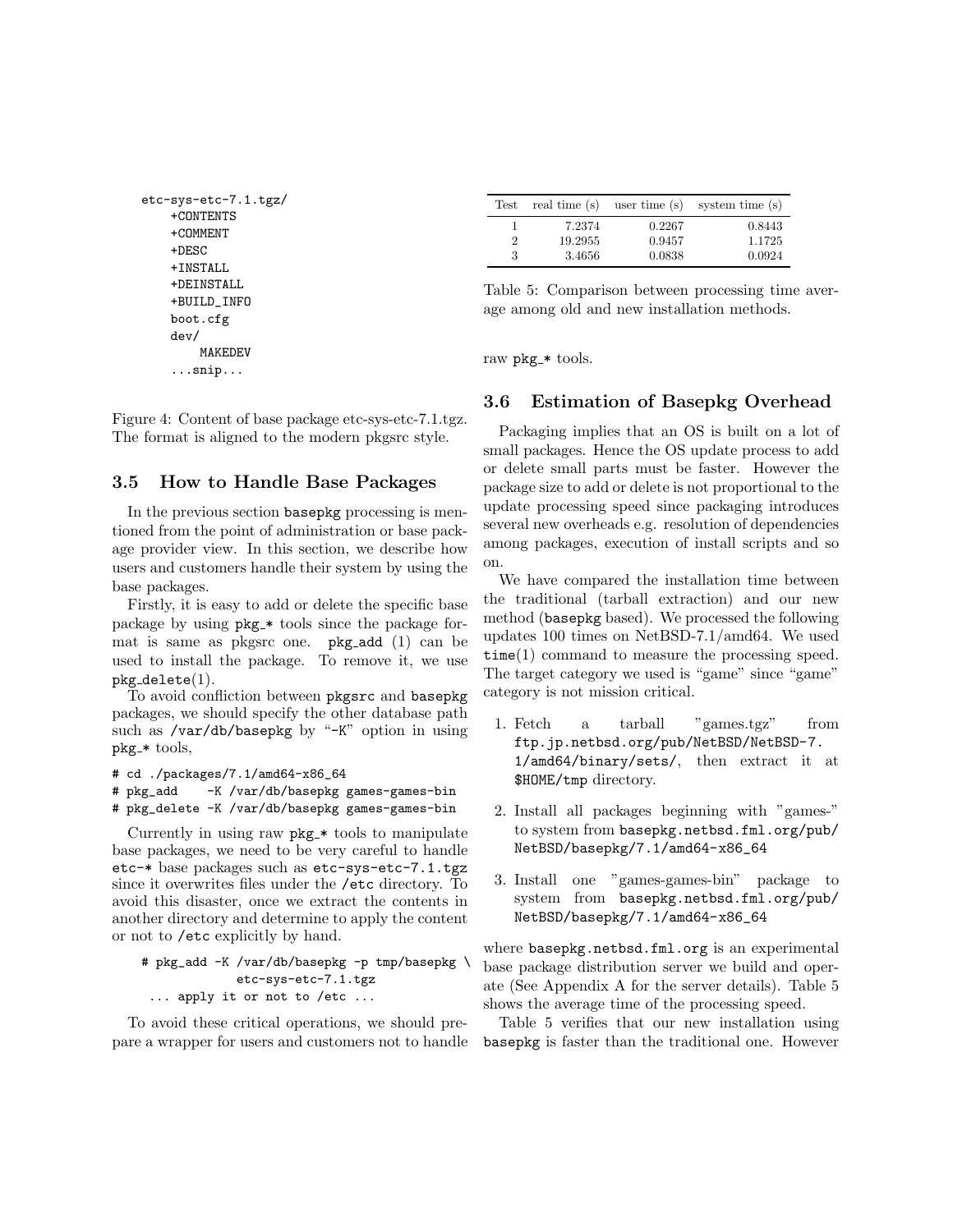```
etc-sys-etc-7.1.tgz/
    +CONTENTS
    +COMMENT
    +DESC
    +INSTALL
    +DEINSTALL
    +BUILD_INFO
    boot.cfg
    dev/
        MAKEDEV
    ...snip...
```

Figure 4: Content of base package etc-sys-etc-7.1.tgz. The format is aligned to the modern pkgsrc style.

### 3.5 How to Handle Base Packages

In the previous section basepkg processing is mentioned from the point of administration or base package provider view. In this section, we describe how users and customers handle their system by using the base packages.

Firstly, it is easy to add or delete the specific base package by using pkg_* tools since the package format is same as pkgsrc one. pkg_add (1) can be used to install the package. To remove it, we use pkg_delete(1).

To avoid confliction between pkgsrc and basepkg packages, we should specify the other database path such as /var/db/basepkg by "-K" option in using pkg_* tools,

```
# cd ./packages/7.1/amd64-x86_64
# pkg_add    -K /var/db/basepkg games-games-bin
# pkg_delete -K /var/db/basepkg games-games-bin
```

Currently in using raw pkg_* tools to manipulate base packages, we need to be very careful to handle etc-* base packages such as etc-sys-etc-7.1.tgz since it overwrites files under the /etc directory. To avoid this disaster, once we extract the contents in another directory and determine to apply the content or not to /etc explicitly by hand.

```
# pkg_add -K /var/db/basepkg -p tmp/basepkg \
            etc-sys-etc-7.1.tgz
 ... apply it or not to /etc ...
```

To avoid these critical operations, we should prepare a wrapper for users and customers not to handle raw pkg_* tools.

| Test | real time (s) | user time (s) | system time (s) |
|---|---|---|---|
| 1 | 7.2374 | 0.2267 | 0.8443 |
| 2 | 19.2955 | 0.9457 | 1.1725 |
| 3 | 3.4656 | 0.0838 | 0.0924 |

Table 5: Comparison between processing time average among old and new installation methods.

### 3.6 Estimation of Basepkg Overhead

Packaging implies that an OS is built on a lot of small packages. Hence the OS update process to add or delete small parts must be faster. However the package size to add or delete is not proportional to the update processing speed since packaging introduces several new overheads e.g. resolution of dependencies among packages, execution of install scripts and so on.

We have compared the installation time between the traditional (tarball extraction) and our new method (basepkg based). We processed the following updates 100 times on NetBSD-7.1/amd64. We used time(1) command to measure the processing speed. The target category we used is "game" since "game" category is not mission critical.

1. Fetch a tarball "games.tgz" from ftp.jp.netbsd.org/pub/NetBSD/NetBSD-7.1/amd64/binary/sets/, then extract it at $HOME/tmp directory.
2. Install all packages beginning with "games-" to system from basepkg.netbsd.fml.org/pub/NetBSD/basepkg/7.1/amd64-x86_64
3. Install one "games-games-bin" package to system from basepkg.netbsd.fml.org/pub/NetBSD/basepkg/7.1/amd64-x86_64

where basepkg.netbsd.fml.org is an experimental base package distribution server we build and operate (See Appendix A for the server details). Table 5 shows the average time of the processing speed.

Table 5 verifies that our new installation using basepkg is faster than the traditional one. However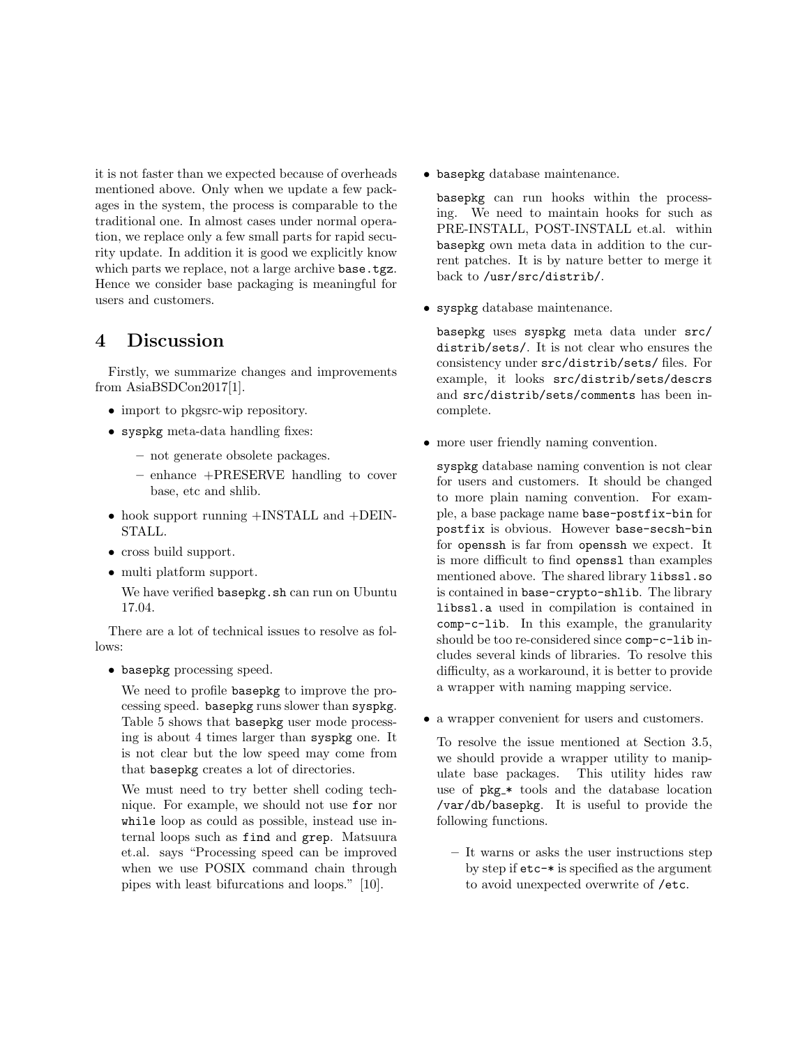it is not faster than we expected because of overheads mentioned above. Only when we update a few packages in the system, the process is comparable to the traditional one. In almost cases under normal operation, we replace only a few small parts for rapid security update. In addition it is good we explicitly know which parts we replace, not a large archive `base.tgz`. Hence we consider base packaging is meaningful for users and customers.

# 4 Discussion

Firstly, we summarize changes and improvements from AsiaBSDCon2017[1].

- import to pkgsrc-wip repository.
- `syspkg` meta-data handling fixes:
  - not generate obsolete packages.
  - enhance +PRESERVE handling to cover base, etc and shlib.
- hook support running +INSTALL and +DEINSTALL.
- cross build support.
- multi platform support.

  We have verified `basepkg.sh` can run on Ubuntu 17.04.

There are a lot of technical issues to resolve as follows:

- `basepkg` processing speed.

  We need to profile `basepkg` to improve the processing speed. `basepkg` runs slower than `syspkg`. Table 5 shows that `basepkg` user mode processing is about 4 times larger than `syspkg` one. It is not clear but the low speed may come from that `basepkg` creates a lot of directories.

  We must need to try better shell coding technique. For example, we should not use `for` nor `while` loop as could as possible, instead use internal loops such as `find` and `grep`. Matsuura et.al. says "Processing speed can be improved when we use POSIX command chain through pipes with least bifurcations and loops." [10].

- `basepkg` database maintenance.

  `basepkg` can run hooks within the processing. We need to maintain hooks for such as PRE-INSTALL, POST-INSTALL et.al. within `basepkg` own meta data in addition to the current patches. It is by nature better to merge it back to `/usr/src/distrib/`.

- `syspkg` database maintenance.

  `basepkg` uses `syspkg` meta data under `src/distrib/sets/`. It is not clear who ensures the consistency under `src/distrib/sets/` files. For example, it looks `src/distrib/sets/descrs` and `src/distrib/sets/comments` has been incomplete.

- more user friendly naming convention.

  `syspkg` database naming convention is not clear for users and customers. It should be changed to more plain naming convention. For example, a base package name `base-postfix-bin` for `postfix` is obvious. However `base-secsh-bin` for `openssh` is far from `openssh` we expect. It is more difficult to find `openssl` than examples mentioned above. The shared library `libssl.so` is contained in `base-crypto-shlib`. The library `libssl.a` used in compilation is contained in `comp-c-lib`. In this example, the granularity should be too re-considered since `comp-c-lib` includes several kinds of libraries. To resolve this difficulty, as a workaround, it is better to provide a wrapper with naming mapping service.

- a wrapper convenient for users and customers.

  To resolve the issue mentioned at Section 3.5, we should provide a wrapper utility to manipulate base packages. This utility hides raw use of `pkg_*` tools and the database location `/var/db/basepkg`. It is useful to provide the following functions.

  - It warns or asks the user instructions step by step if `etc-*` is specified as the argument to avoid unexpected overwrite of `/etc`.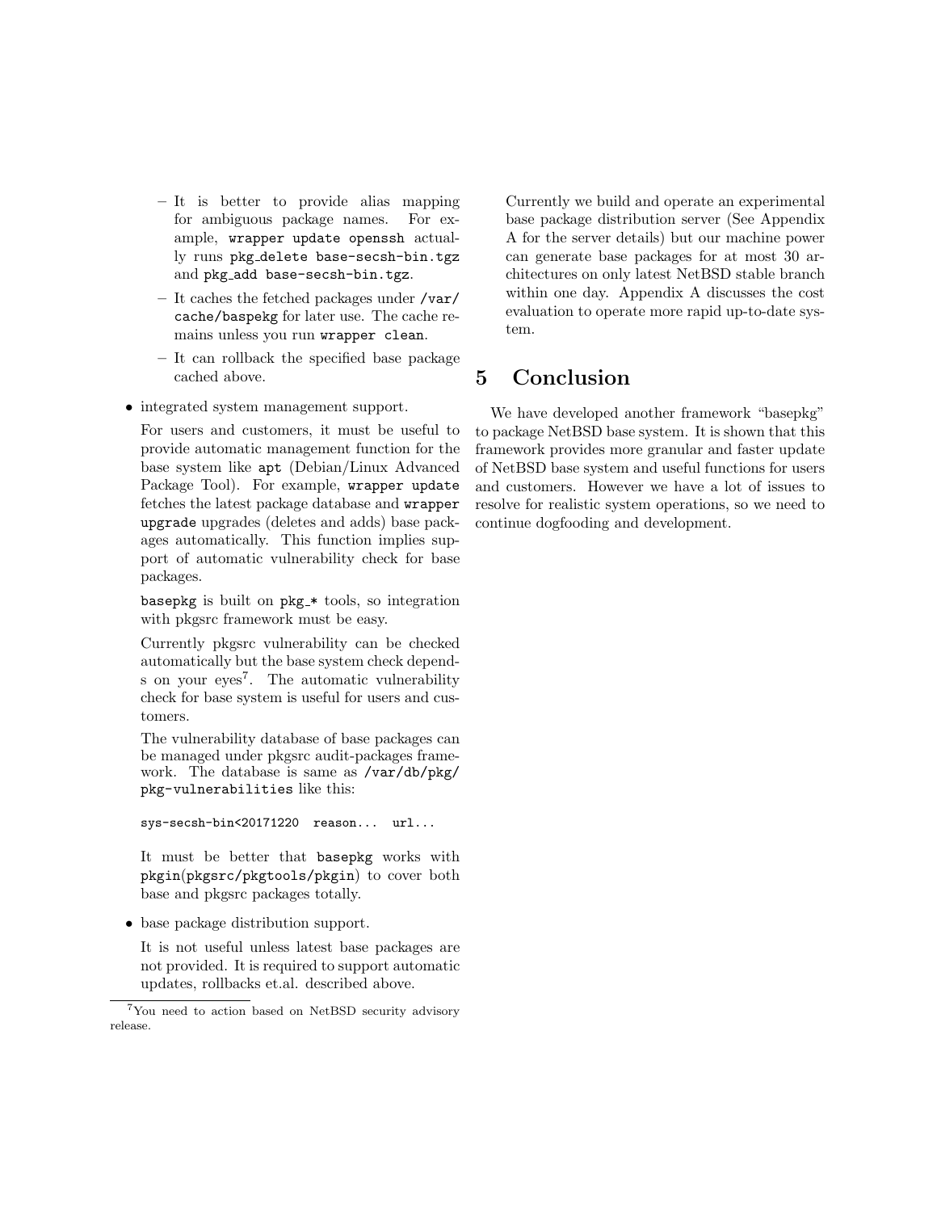- It is better to provide alias mapping for ambiguous package names. For example, `wrapper update openssh` actually runs `pkg_delete base-secsh-bin.tgz` and `pkg_add base-secsh-bin.tgz`.
  - It caches the fetched packages under `/var/cache/baspekg` for later use. The cache remains unless you run `wrapper clean`.
  - It can rollback the specified base package cached above.

- integrated system management support.

  For users and customers, it must be useful to provide automatic management function for the base system like `apt` (Debian/Linux Advanced Package Tool). For example, `wrapper update` fetches the latest package database and `wrapper upgrade` upgrades (deletes and adds) base packages automatically. This function implies support of automatic vulnerability check for base packages.

  `basepkg` is built on `pkg_*` tools, so integration with pkgsrc framework must be easy.

  Currently pkgsrc vulnerability can be checked automatically but the base system check depends on your eyes[7]. The automatic vulnerability check for base system is useful for users and customers.

  The vulnerability database of base packages can be managed under pkgsrc audit-packages framework. The database is same as `/var/db/pkg/pkg-vulnerabilities` like this:

  ```
  sys-secsh-bin<20171220  reason...  url...
  ```

  It must be better that `basepkg` works with `pkgin`(`pkgsrc/pkgtools/pkgin`) to cover both base and pkgsrc packages totally.

- base package distribution support.

  It is not useful unless latest base packages are not provided. It is required to support automatic updates, rollbacks et.al. described above.

  Currently we build and operate an experimental base package distribution server (See Appendix A for the server details) but our machine power can generate base packages for at most 30 architectures on only latest NetBSD stable branch within one day. Appendix A discusses the cost evaluation to operate more rapid up-to-date system.

## 5 Conclusion

We have developed another framework "basepkg" to package NetBSD base system. It is shown that this framework provides more granular and faster update of NetBSD base system and useful functions for users and customers. However we have a lot of issues to resolve for realistic system operations, so we need to continue dogfooding and development.

[7] You need to action based on NetBSD security advisory release.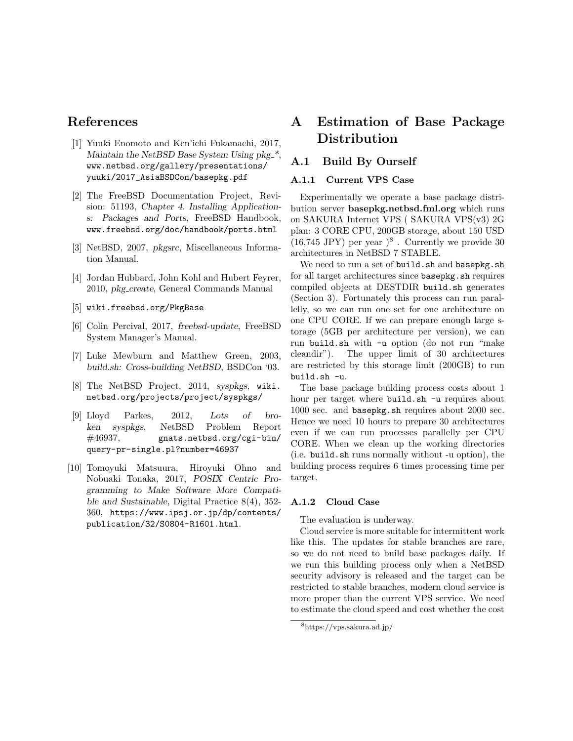## References

[1] Yuuki Enomoto and Ken'ichi Fukamachi, 2017, *Maintain the NetBSD Base System Using pkg_\**, `www.netbsd.org/gallery/presentations/yuuki/2017_AsiaBSDCon/basepkg.pdf`

[2] The FreeBSD Documentation Project, Revision: 51193, *Chapter 4. Installing Applications: Packages and Ports*, FreeBSD Handbook, `www.freebsd.org/doc/handbook/ports.html`

[3] NetBSD, 2007, *pkgsrc*, Miscellaneous Information Manual.

[4] Jordan Hubbard, John Kohl and Hubert Feyrer, 2010, *pkg_create*, General Commands Manual

[5] `wiki.freebsd.org/PkgBase`

[6] Colin Percival, 2017, *freebsd-update*, FreeBSD System Manager's Manual.

[7] Luke Mewburn and Matthew Green, 2003, *build.sh: Cross-building NetBSD*, BSDCon '03.

[8] The NetBSD Project, 2014, *syspkgs*, `wiki.netbsd.org/projects/project/syspkgs/`

[9] Lloyd Parkes, 2012, *Lots of broken syspkgs*, NetBSD Problem Report #46937, `gnats.netbsd.org/cgi-bin/query-pr-single.pl?number=46937`

[10] Tomoyuki Matsuura, Hiroyuki Ohno and Nobuaki Tonaka, 2017, *POSIX Centric Programming to Make Software More Compatible and Sustainable*, Digital Practice 8(4), 352-360, `https://www.ipsj.or.jp/dp/contents/publication/32/S0804-R1601.html`.

# A Estimation of Base Package Distribution

## A.1 Build By Ourself

### A.1.1 Current VPS Case

Experimentally we operate a base package distribution server **basepkg.netbsd.fml.org** which runs on SAKURA Internet VPS ( SAKURA VPS(v3) 2G plan: 3 CORE CPU, 200GB storage, about 150 USD (16,745 JPY) per year )[8] . Currently we provide 30 architectures in NetBSD 7 STABLE.

We need to run a set of `build.sh` and `basepkg.sh` for all target architectures since `basepkg.sh` requires compiled objects at DESTDIR `build.sh` generates (Section 3). Fortunately this process can run parallelly, so we can run one set for one architecture on one CPU CORE. If we can prepare enough large storage (5GB per architecture per version), we can run `build.sh` with `-u` option (do not run "make cleandir"). The upper limit of 30 architectures are restricted by this storage limit (200GB) to run `build.sh -u`.

The base package building process costs about 1 hour per target where `build.sh -u` requires about 1000 sec. and `basepkg.sh` requires about 2000 sec. Hence we need 10 hours to prepare 30 architectures even if we can run processes parallelly per CPU CORE. When we clean up the working directories (i.e. `build.sh` runs normally without -u option), the building process requires 6 times processing time per target.

### A.1.2 Cloud Case

The evaluation is underway.

Cloud service is more suitable for intermittent work like this. The updates for stable branches are rare, so we do not need to build base packages daily. If we run this building process only when a NetBSD security advisory is released and the target can be restricted to stable branches, modern cloud service is more proper than the current VPS service. We need to estimate the cloud speed and cost whether the cost

[8] https://vps.sakura.ad.jp/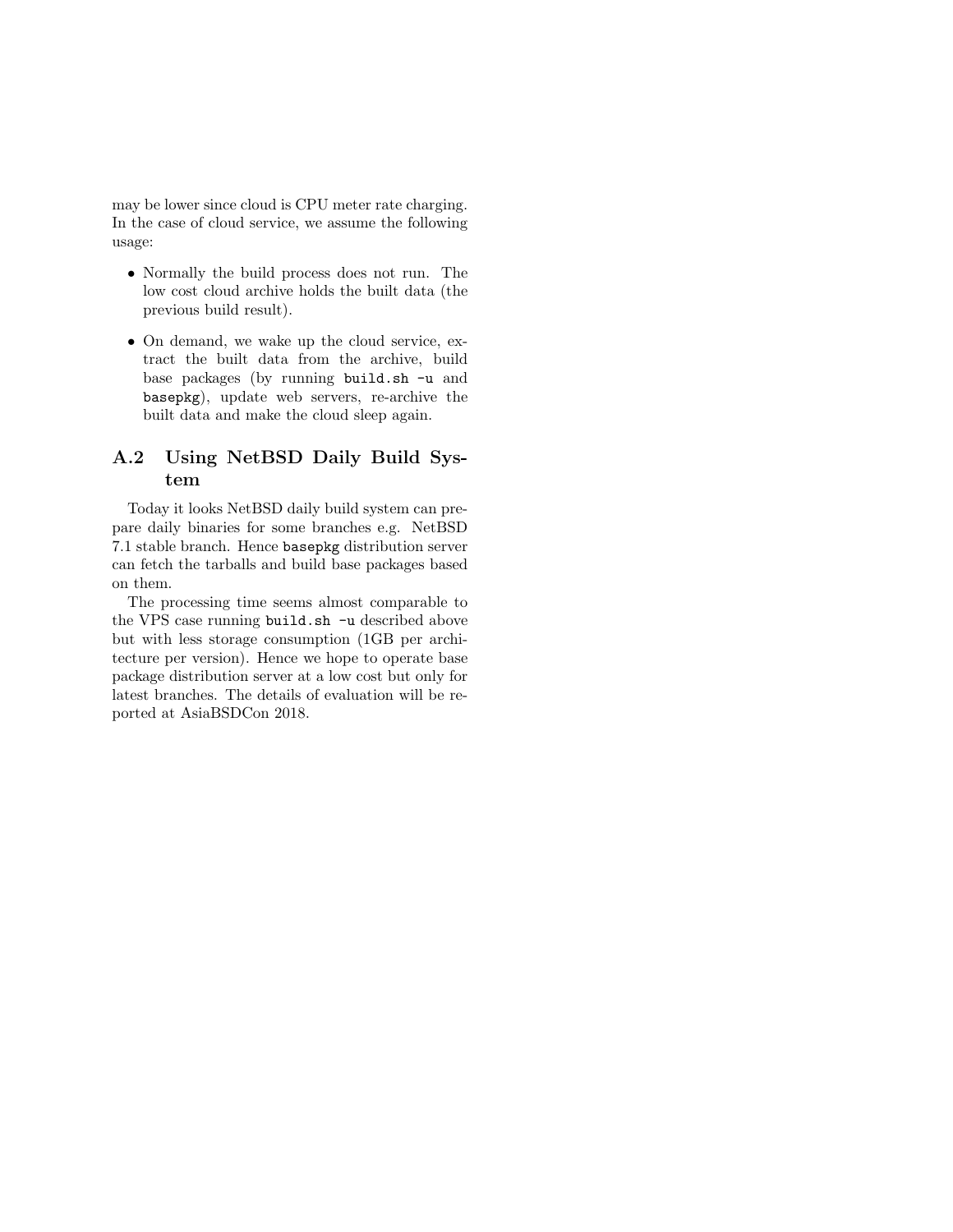may be lower since cloud is CPU meter rate charging. In the case of cloud service, we assume the following usage:

- Normally the build process does not run. The low cost cloud archive holds the built data (the previous build result).
- On demand, we wake up the cloud service, extract the built data from the archive, build base packages (by running `build.sh -u` and `basepkg`), update web servers, re-archive the built data and make the cloud sleep again.

## A.2 Using NetBSD Daily Build System

Today it looks NetBSD daily build system can prepare daily binaries for some branches e.g. NetBSD 7.1 stable branch. Hence `basepkg` distribution server can fetch the tarballs and build base packages based on them.

The processing time seems almost comparable to the VPS case running `build.sh -u` described above but with less storage consumption (1GB per architecture per version). Hence we hope to operate base package distribution server at a low cost but only for latest branches. The details of evaluation will be reported at AsiaBSDCon 2018.